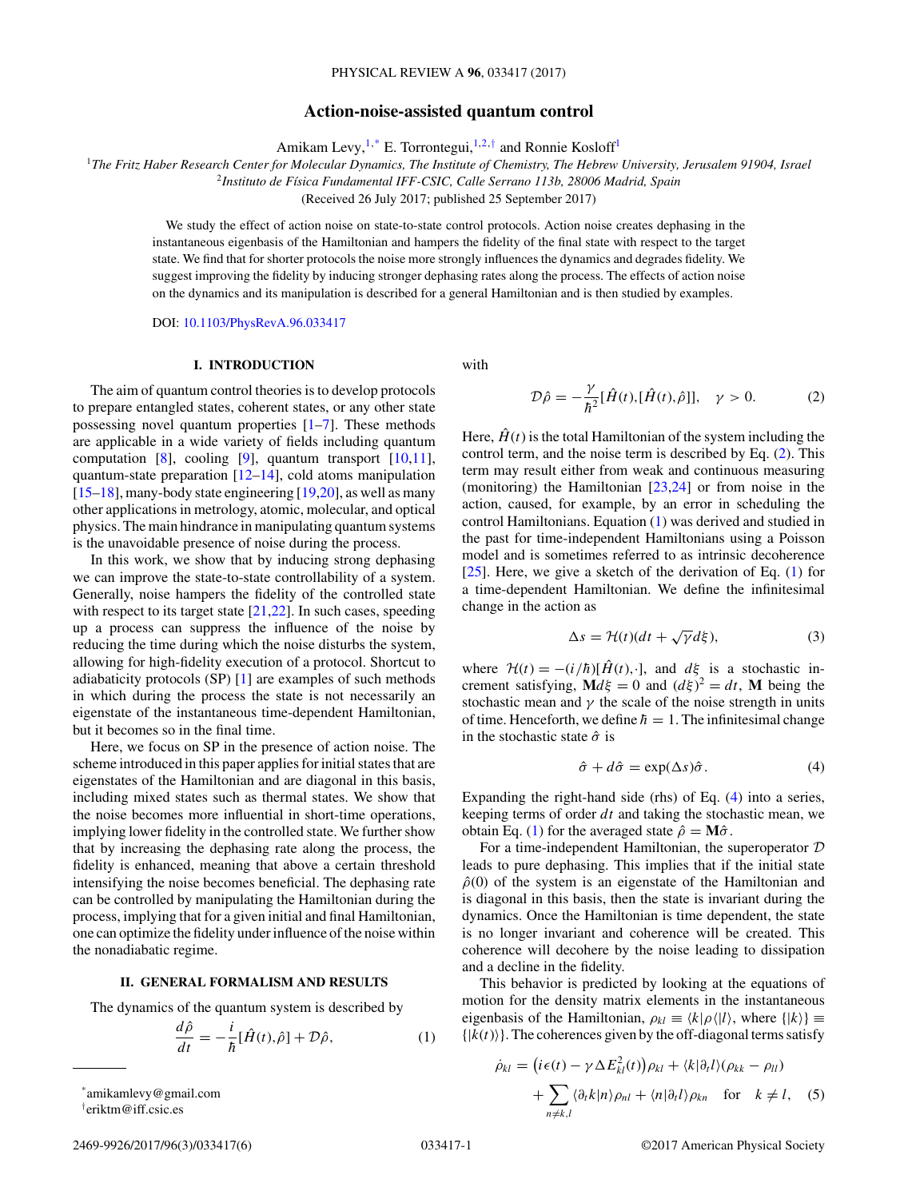# Action-noise-assisted quantum control

Amikam Levy,[1,*] E. Torrontegui,[1,2,†] and Ronnie Kosloff[1]

[1]*The Fritz Haber Research Center for Molecular Dynamics, The Institute of Chemistry, The Hebrew University, Jerusalem 91904, Israel*

[2]*Instituto de Física Fundamental IFF-CSIC, Calle Serrano 113b, 28006 Madrid, Spain*

(Received 26 July 2017; published 25 September 2017)

We study the effect of action noise on state-to-state control protocols. Action noise creates dephasing in the instantaneous eigenbasis of the Hamiltonian and hampers the fidelity of the final state with respect to the target state. We find that for shorter protocols the noise more strongly influences the dynamics and degrades fidelity. We suggest improving the fidelity by inducing stronger dephasing rates along the process. The effects of action noise on the dynamics and its manipulation is described for a general Hamiltonian and is then studied by examples.

DOI: 10.1103/PhysRevA.96.033417

## I. INTRODUCTION

The aim of quantum control theories is to develop protocols to prepare entangled states, coherent states, or any other state possessing novel quantum properties [1–7]. These methods are applicable in a wide variety of fields including quantum computation [8], cooling [9], quantum transport [10,11], quantum-state preparation [12–14], cold atoms manipulation [15–18], many-body state engineering [19,20], as well as many other applications in metrology, atomic, molecular, and optical physics. The main hindrance in manipulating quantum systems is the unavoidable presence of noise during the process.

In this work, we show that by inducing strong dephasing we can improve the state-to-state controllability of a system. Generally, noise hampers the fidelity of the controlled state with respect to its target state [21,22]. In such cases, speeding up a process can suppress the influence of the noise by reducing the time during which the noise disturbs the system, allowing for high-fidelity execution of a protocol. Shortcut to adiabaticity protocols (SP) [1] are examples of such methods in which during the process the state is not necessarily an eigenstate of the instantaneous time-dependent Hamiltonian, but it becomes so in the final time.

Here, we focus on SP in the presence of action noise. The scheme introduced in this paper applies for initial states that are eigenstates of the Hamiltonian and are diagonal in this basis, including mixed states such as thermal states. We show that the noise becomes more influential in short-time operations, implying lower fidelity in the controlled state. We further show that by increasing the dephasing rate along the process, the fidelity is enhanced, meaning that above a certain threshold intensifying the noise becomes beneficial. The dephasing rate can be controlled by manipulating the Hamiltonian during the process, implying that for a given initial and final Hamiltonian, one can optimize the fidelity under influence of the noise within the nonadiabatic regime.

## II. GENERAL FORMALISM AND RESULTS

The dynamics of the quantum system is described by

$$\frac{d\hat{\rho}}{dt} = -\frac{i}{\hbar}[\hat{H}(t),\hat{\rho}] + \mathcal{D}\hat{\rho}, \tag{1}$$

with

$$\mathcal{D}\hat{\rho} = -\frac{\gamma}{\hbar^2}[\hat{H}(t),[\hat{H}(t),\hat{\rho}]], \quad \gamma > 0. \tag{2}$$

Here, $\hat{H}(t)$ is the total Hamiltonian of the system including the control term, and the noise term is described by Eq. (2). This term may result either from weak and continuous measuring (monitoring) the Hamiltonian [23,24] or from noise in the action, caused, for example, by an error in scheduling the control Hamiltonians. Equation (1) was derived and studied in the past for time-independent Hamiltonians using a Poisson model and is sometimes referred to as intrinsic decoherence [25]. Here, we give a sketch of the derivation of Eq. (1) for a time-dependent Hamiltonian. We define the infinitesimal change in the action as

$$\Delta s = \mathcal{H}(t)(dt + \sqrt{\gamma}d\xi), \tag{3}$$

where $\mathcal{H}(t) = -(i/\hbar)[\hat{H}(t),\cdot]$, and $d\xi$ is a stochastic increment satisfying, $\mathbf{M}d\xi = 0$ and $(d\xi)^2 = dt$, $\mathbf{M}$ being the stochastic mean and $\gamma$ the scale of the noise strength in units of time. Henceforth, we define $\hbar = 1$. The infinitesimal change in the stochastic state $\hat{\sigma}$ is

$$\hat{\sigma} + d\hat{\sigma} = \exp(\Delta s)\hat{\sigma}. \tag{4}$$

Expanding the right-hand side (rhs) of Eq. (4) into a series, keeping terms of order $dt$ and taking the stochastic mean, we obtain Eq. (1) for the averaged state $\hat{\rho} = \mathbf{M}\hat{\sigma}$.

For a time-independent Hamiltonian, the superoperator $\mathcal{D}$ leads to pure dephasing. This implies that if the initial state $\hat{\rho}(0)$ of the system is an eigenstate of the Hamiltonian and is diagonal in this basis, then the state is invariant during the dynamics. Once the Hamiltonian is time dependent, the state is no longer invariant and coherence will be created. This coherence will decohere by the noise leading to dissipation and a decline in the fidelity.

This behavior is predicted by looking at the equations of motion for the density matrix elements in the instantaneous eigenbasis of the Hamiltonian, $\rho_{kl} \equiv \langle k|\rho\langle|l\rangle$, where $\{|k\rangle\} \equiv \{|k(t)\rangle\}$. The coherences given by the off-diagonal terms satisfy

$$\dot{\rho}_{kl} = \left(i\epsilon(t) - \gamma\Delta E_{kl}^2(t)\right)\rho_{kl} + \langle k|\partial_t l\rangle(\rho_{kk} - \rho_{ll}) + \sum_{n\neq k,l}\langle\partial_t k|n\rangle\rho_{nl} + \langle n|\partial_t l\rangle\rho_{kn} \quad \text{for} \quad k \neq l, \tag{5}$$

---

*amikamlevy@gmail.com

†eriktm@iff.csic.es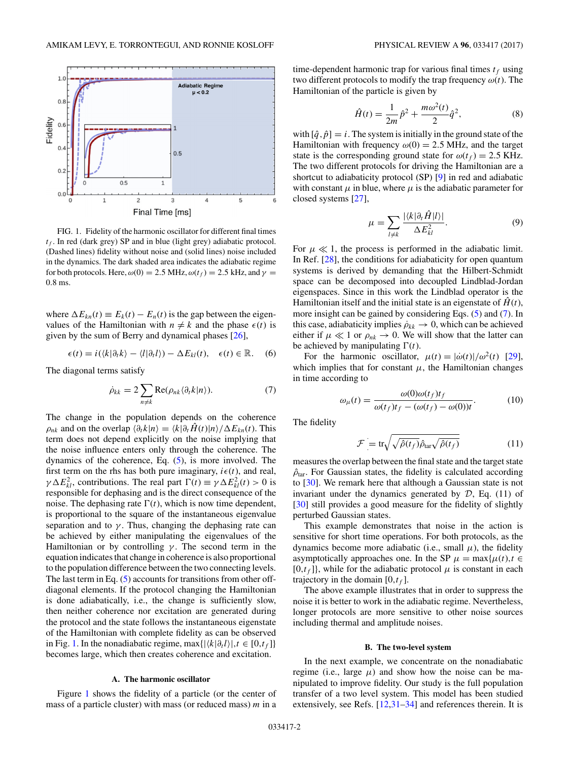FIG. 1. Fidelity of the harmonic oscillator for different final times $t_f$. In red (dark grey) SP and in blue (light grey) adiabatic protocol. (Dashed lines) fidelity without noise and (solid lines) noise included in the dynamics. The dark shaded area indicates the adiabatic regime for both protocols. Here, $\omega(0) = 2.5$ MHz, $\omega(t_f) = 2.5$ kHz, and $\gamma = 0.8$ ms.

where $\Delta E_{kn}(t) \equiv E_k(t) - E_n(t)$ is the gap between the eigenvalues of the Hamiltonian with $n \neq k$ and the phase $\epsilon(t)$ is given by the sum of Berry and dynamical phases [26],

$$\epsilon(t) = i(\langle k|\partial_t k\rangle - \langle l|\partial_t l\rangle) - \Delta E_{kl}(t), \quad \epsilon(t) \in \mathbb{R}. \quad (6)$$

The diagonal terms satisfy

$$\dot{\rho}_{kk} = 2\sum_{n\neq k} \text{Re}(\rho_{nk}\langle\partial_t k|n\rangle). \quad (7)$$

The change in the population depends on the coherence $\rho_{nk}$ and on the overlap $\langle\partial_t k|n\rangle = \langle k|\partial_t \hat{H}(t)|n\rangle/\Delta E_{kn}(t)$. This term does not depend explicitly on the noise implying that the noise influence enters only through the coherence. The dynamics of the coherence, Eq. (5), is more involved. The first term on the rhs has both pure imaginary, $i\epsilon(t)$, and real, $\gamma\Delta E_{kl}^2$, contributions. The real part $\Gamma(t) \equiv \gamma\Delta E_{kl}^2(t) > 0$ is responsible for dephasing and is the direct consequence of the noise. The dephasing rate $\Gamma(t)$, which is now time dependent, is proportional to the square of the instantaneous eigenvalue separation and to $\gamma$. Thus, changing the dephasing rate can be achieved by either manipulating the eigenvalues of the Hamiltonian or by controlling $\gamma$. The second term in the equation indicates that change in coherence is also proportional to the population difference between the two connecting levels. The last term in Eq. (5) accounts for transitions from other off-diagonal elements. If the protocol changing the Hamiltonian is done adiabatically, i.e., the change is sufficiently slow, then neither coherence nor excitation are generated during the protocol and the state follows the instantaneous eigenstate of the Hamiltonian with complete fidelity as can be observed in Fig. 1. In the nonadiabatic regime, $\max\{|\langle k|\partial_t l\rangle|, t \in [0,t_f]\}$ becomes large, which then creates coherence and excitation.

### A. The harmonic oscillator

Figure 1 shows the fidelity of a particle (or the center of mass of a particle cluster) with mass (or reduced mass) $m$ in a time-dependent harmonic trap for various final times $t_f$ using two different protocols to modify the trap frequency $\omega(t)$. The Hamiltonian of the particle is given by

$$\hat{H}(t) = \frac{1}{2m}\hat{p}^2 + \frac{m\omega^2(t)}{2}\hat{q}^2, \quad (8)$$

with $[\hat{q},\hat{p}] = i$. The system is initially in the ground state of the Hamiltonian with frequency $\omega(0) = 2.5$ MHz, and the target state is the corresponding ground state for $\omega(t_f) = 2.5$ KHz. The two different protocols for driving the Hamiltonian are a shortcut to adiabaticity protocol (SP) [9] in red and adiabatic with constant $\mu$ in blue, where $\mu$ is the adiabatic parameter for closed systems [27],

$$\mu = \sum_{l\neq k} \frac{|\langle k|\partial_t \hat{H}|l\rangle|}{\Delta E_{kl}^2}. \quad (9)$$

For $\mu \ll 1$, the process is performed in the adiabatic limit. In Ref. [28], the conditions for adiabaticity for open quantum systems is derived by demanding that the Hilbert-Schmidt space can be decomposed into decoupled Lindblad-Jordan eigenspaces. Since in this work the Lindblad operator is the Hamiltonian itself and the initial state is an eigenstate of $\hat{H}(t)$, more insight can be gained by considering Eqs. (5) and (7). In this case, adiabaticity implies $\dot{\rho}_{kk} \to 0$, which can be achieved either if $\mu \ll 1$ or $\rho_{nk} \to 0$. We will show that the latter can be achieved by manipulating $\Gamma(t)$.

For the harmonic oscillator, $\mu(t) = |\dot{\omega}(t)|/\omega^2(t)$ [29], which implies that for constant $\mu$, the Hamiltonian changes in time according to

$$\omega_\mu(t) = \frac{\omega(0)\omega(t_f)t_f}{\omega(t_f)t_f - (\omega(t_f) - \omega(0))t}. \quad (10)$$

The fidelity

$$\mathcal{F} = \text{tr}\sqrt{\sqrt{\hat{\rho}(t_f)}\hat{\rho}_{\text{tar}}\sqrt{\hat{\rho}(t_f)}} \quad (11)$$

measures the overlap between the final state and the target state $\hat{\rho}_{\text{tar}}$. For Gaussian states, the fidelity is calculated according to [30]. We remark here that although a Gaussian state is not invariant under the dynamics generated by $\mathcal{D}$, Eq. (11) of [30] still provides a good measure for the fidelity of slightly perturbed Gaussian states.

This example demonstrates that noise in the action is sensitive for short time operations. For both protocols, as the dynamics become more adiabatic (i.e., small $\mu$), the fidelity asymptotically approaches one. In the SP $\mu = \max\{\mu(t), t \in [0,t_f]\}$, while for the adiabatic protocol $\mu$ is constant in each trajectory in the domain $[0,t_f]$.

The above example illustrates that in order to suppress the noise it is better to work in the adiabatic regime. Nevertheless, longer protocols are more sensitive to other noise sources including thermal and amplitude noises.

### B. The two-level system

In the next example, we concentrate on the nonadiabatic regime (i.e., large $\mu$) and show how the noise can be manipulated to improve fidelity. Our study is the full population transfer of a two level system. This model has been studied extensively, see Refs. [12,31–34] and references therein. It is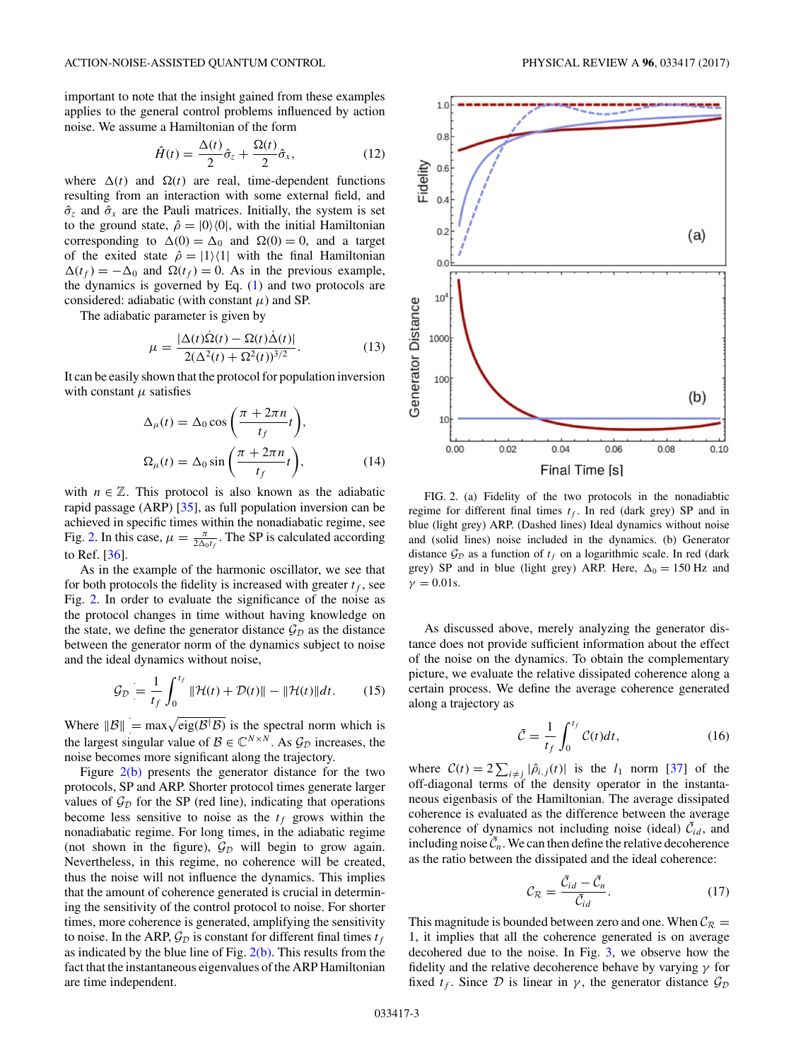important to note that the insight gained from these examples applies to the general control problems influenced by action noise. We assume a Hamiltonian of the form

$$\hat{H}(t) = \frac{\Delta(t)}{2}\hat{\sigma}_z + \frac{\Omega(t)}{2}\hat{\sigma}_x, \tag{12}$$

where $\Delta(t)$ and $\Omega(t)$ are real, time-dependent functions resulting from an interaction with some external field, and $\hat{\sigma}_z$ and $\hat{\sigma}_x$ are the Pauli matrices. Initially, the system is set to the ground state, $\hat{\rho} = |0\rangle\langle 0|$, with the initial Hamiltonian corresponding to $\Delta(0) = \Delta_0$ and $\Omega(0) = 0$, and a target of the exited state $\hat{\rho} = |1\rangle\langle 1|$ with the final Hamiltonian $\Delta(t_f) = -\Delta_0$ and $\Omega(t_f) = 0$. As in the previous example, the dynamics is governed by Eq. (1) and two protocols are considered: adiabatic (with constant $\mu$) and SP.

The adiabatic parameter is given by

$$\mu = \frac{|\Delta(t)\dot{\Omega}(t) - \Omega(t)\dot{\Delta}(t)|}{2(\Delta^2(t) + \Omega^2(t))^{3/2}}. \tag{13}$$

It can be easily shown that the protocol for population inversion with constant $\mu$ satisfies

$$\Delta_\mu(t) = \Delta_0 \cos\left(\frac{\pi + 2\pi n}{t_f}t\right),$$
$$\Omega_\mu(t) = \Delta_0 \sin\left(\frac{\pi + 2\pi n}{t_f}t\right), \tag{14}$$

with $n \in \mathbb{Z}$. This protocol is also known as the adiabatic rapid passage (ARP) [35], as full population inversion can be achieved in specific times within the nonadiabatic regime, see Fig. 2. In this case, $\mu = \frac{\pi}{2\Delta_0 t_f}$. The SP is calculated according to Ref. [36].

As in the example of the harmonic oscillator, we see that for both protocols the fidelity is increased with greater $t_f$, see Fig. 2. In order to evaluate the significance of the noise as the protocol changes in time without having knowledge on the state, we define the generator distance $\mathcal{G}_\mathcal{D}$ as the distance between the generator norm of the dynamics subject to noise and the ideal dynamics without noise,

$$\mathcal{G}_\mathcal{D} = \frac{1}{t_f}\int_0^{t_f} \|\mathcal{H}(t) + \mathcal{D}(t)\| - \|\mathcal{H}(t)\| dt. \tag{15}$$

Where $\|\mathcal{B}\| = \max\sqrt{\text{eig}(\mathcal{B}^\dagger\mathcal{B})}$ is the spectral norm which is the largest singular value of $\mathcal{B} \in \mathbb{C}^{N\times N}$. As $\mathcal{G}_\mathcal{D}$ increases, the noise becomes more significant along the trajectory.

Figure 2(b) presents the generator distance for the two protocols, SP and ARP. Shorter protocol times generate larger values of $\mathcal{G}_\mathcal{D}$ for the SP (red line), indicating that operations become less sensitive to noise as the $t_f$ grows within the nonadiabatic regime. For long times, in the adiabatic regime (not shown in the figure), $\mathcal{G}_\mathcal{D}$ will begin to grow again. Nevertheless, in this regime, no coherence will be created, thus the noise will not influence the dynamics. This implies that the amount of coherence generated is crucial in determining the sensitivity of the control protocol to noise. For shorter times, more coherence is generated, amplifying the sensitivity to noise. In the ARP, $\mathcal{G}_\mathcal{D}$ is constant for different final times $t_f$ as indicated by the blue line of Fig. 2(b). This results from the fact that the instantaneous eigenvalues of the ARP Hamiltonian are time independent.

FIG. 2. (a) Fidelity of the two protocols in the nonadiabtic regime for different final times $t_f$. In red (dark grey) SP and in blue (light grey) ARP. (Dashed lines) Ideal dynamics without noise and (solid lines) noise included in the dynamics. (b) Generator distance $\mathcal{G}_\mathcal{D}$ as a function of $t_f$ on a logarithmic scale. In red (dark grey) SP and in blue (light grey) ARP. Here, $\Delta_0 = 150$ Hz and $\gamma = 0.01$s.

As discussed above, merely analyzing the generator distance does not provide sufficient information about the effect of the noise on the dynamics. To obtain the complementary picture, we evaluate the relative dissipated coherence along a certain process. We define the average coherence generated along a trajectory as

$$\bar{\mathcal{C}} = \frac{1}{t_f}\int_0^{t_f} \mathcal{C}(t)dt, \tag{16}$$

where $\mathcal{C}(t) = 2\sum_{i\neq j}|\hat{\rho}_{i,j}(t)|$ is the $l_1$ norm [37] of the off-diagonal terms of the density operator in the instantaneous eigenbasis of the Hamiltonian. The average dissipated coherence is evaluated as the difference between the average coherence of dynamics not including noise (ideal) $\bar{\mathcal{C}}_{id}$, and including noise $\bar{\mathcal{C}}_n$. We can then define the relative decoherence as the ratio between the dissipated and the ideal coherence:

$$\mathcal{C}_\mathcal{R} = \frac{\bar{\mathcal{C}}_{id} - \bar{\mathcal{C}}_n}{\bar{\mathcal{C}}_{id}}. \tag{17}$$

This magnitude is bounded between zero and one. When $\mathcal{C}_\mathcal{R} = 1$, it implies that all the coherence generated is on average decohered due to the noise. In Fig. 3, we observe how the fidelity and the relative decoherence behave by varying $\gamma$ for fixed $t_f$. Since $\mathcal{D}$ is linear in $\gamma$, the generator distance $\mathcal{G}_\mathcal{D}$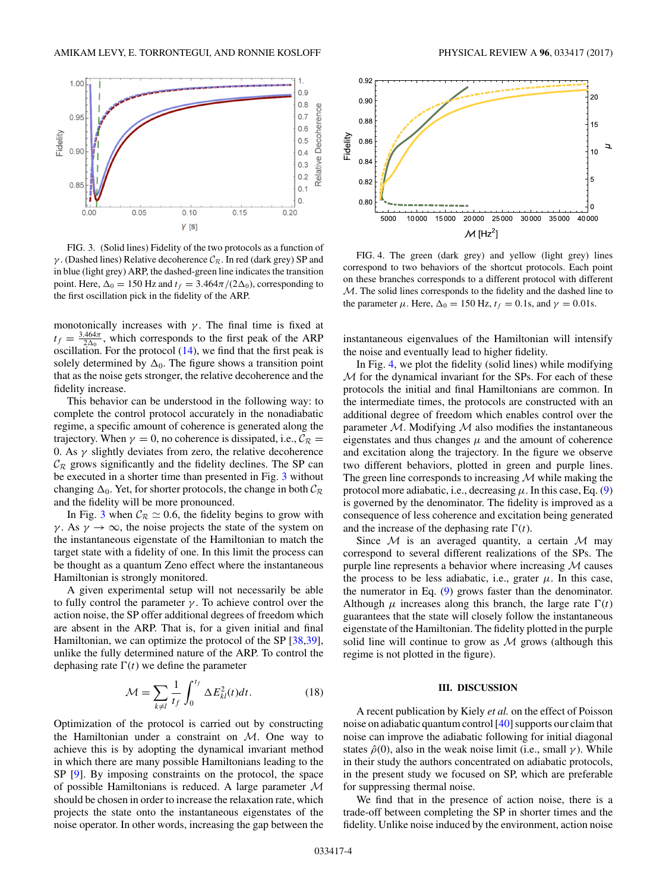FIG. 3. (Solid lines) Fidelity of the two protocols as a function of $\gamma$. (Dashed lines) Relative decoherence $\mathcal{C}_{\mathcal{R}}$. In red (dark grey) SP and in blue (light grey) ARP, the dashed-green line indicates the transition point. Here, $\Delta_0 = 150$ Hz and $t_f = 3.464\pi/(2\Delta_0)$, corresponding to the first oscillation pick in the fidelity of the ARP.

FIG. 4. The green (dark grey) and yellow (light grey) lines correspond to two behaviors of the shortcut protocols. Each point on these branches corresponds to a different protocol with different $\mathcal{M}$. The solid lines corresponds to the fidelity and the dashed line to the parameter $\mu$. Here, $\Delta_0 = 150$ Hz, $t_f = 0.1$s, and $\gamma = 0.01$s.

monotonically increases with $\gamma$. The final time is fixed at $t_f = \frac{3.464\pi}{2\Delta_0}$, which corresponds to the first peak of the ARP oscillation. For the protocol (14), we find that the first peak is solely determined by $\Delta_0$. The figure shows a transition point that as the noise gets stronger, the relative decoherence and the fidelity increase.

This behavior can be understood in the following way: to complete the control protocol accurately in the nonadiabatic regime, a specific amount of coherence is generated along the trajectory. When $\gamma = 0$, no coherence is dissipated, i.e., $\mathcal{C}_{\mathcal{R}} = 0$. As $\gamma$ slightly deviates from zero, the relative decoherence $\mathcal{C}_{\mathcal{R}}$ grows significantly and the fidelity declines. The SP can be executed in a shorter time than presented in Fig. 3 without changing $\Delta_0$. Yet, for shorter protocols, the change in both $\mathcal{C}_{\mathcal{R}}$ and the fidelity will be more pronounced.

In Fig. 3 when $\mathcal{C}_{\mathcal{R}} \simeq 0.6$, the fidelity begins to grow with $\gamma$. As $\gamma \to \infty$, the noise projects the state of the system on the instantaneous eigenstate of the Hamiltonian to match the target state with a fidelity of one. In this limit the process can be thought as a quantum Zeno effect where the instantaneous Hamiltonian is strongly monitored.

A given experimental setup will not necessarily be able to fully control the parameter $\gamma$. To achieve control over the action noise, the SP offer additional degrees of freedom which are absent in the ARP. That is, for a given initial and final Hamiltonian, we can optimize the protocol of the SP [38,39], unlike the fully determined nature of the ARP. To control the dephasing rate $\Gamma(t)$ we define the parameter

$$\mathcal{M} = \sum_{k \neq l} \frac{1}{t_f} \int_0^{t_f} \Delta E_{kl}^2(t) dt. \tag{18}$$

Optimization of the protocol is carried out by constructing the Hamiltonian under a constraint on $\mathcal{M}$. One way to achieve this is by adopting the dynamical invariant method in which there are many possible Hamiltonians leading to the SP [9]. By imposing constraints on the protocol, the space of possible Hamiltonians is reduced. A large parameter $\mathcal{M}$ should be chosen in order to increase the relaxation rate, which projects the state onto the instantaneous eigenstates of the noise operator. In other words, increasing the gap between the instantaneous eigenvalues of the Hamiltonian will intensify the noise and eventually lead to higher fidelity.

In Fig. 4, we plot the fidelity (solid lines) while modifying $\mathcal{M}$ for the dynamical invariant for the SPs. For each of these protocols the initial and final Hamiltonians are common. In the intermediate times, the protocols are constructed with an additional degree of freedom which enables control over the parameter $\mathcal{M}$. Modifying $\mathcal{M}$ also modifies the instantaneous eigenstates and thus changes $\mu$ and the amount of coherence and excitation along the trajectory. In the figure we observe two different behaviors, plotted in green and purple lines. The green line corresponds to increasing $\mathcal{M}$ while making the protocol more adiabatic, i.e., decreasing $\mu$. In this case, Eq. (9) is governed by the denominator. The fidelity is improved as a consequence of less coherence and excitation being generated and the increase of the dephasing rate $\Gamma(t)$.

Since $\mathcal{M}$ is an averaged quantity, a certain $\mathcal{M}$ may correspond to several different realizations of the SPs. The purple line represents a behavior where increasing $\mathcal{M}$ causes the process to be less adiabatic, i.e., grater $\mu$. In this case, the numerator in Eq. (9) grows faster than the denominator. Although $\mu$ increases along this branch, the large rate $\Gamma(t)$ guarantees that the state will closely follow the instantaneous eigenstate of the Hamiltonian. The fidelity plotted in the purple solid line will continue to grow as $\mathcal{M}$ grows (although this regime is not plotted in the figure).

### III. DISCUSSION

A recent publication by Kiely *et al.* on the effect of Poisson noise on adiabatic quantum control [40] supports our claim that noise can improve the adiabatic following for initial diagonal states $\hat{\rho}(0)$, also in the weak noise limit (i.e., small $\gamma$). While in their study the authors concentrated on adiabatic protocols, in the present study we focused on SP, which are preferable for suppressing thermal noise.

We find that in the presence of action noise, there is a trade-off between completing the SP in shorter times and the fidelity. Unlike noise induced by the environment, action noise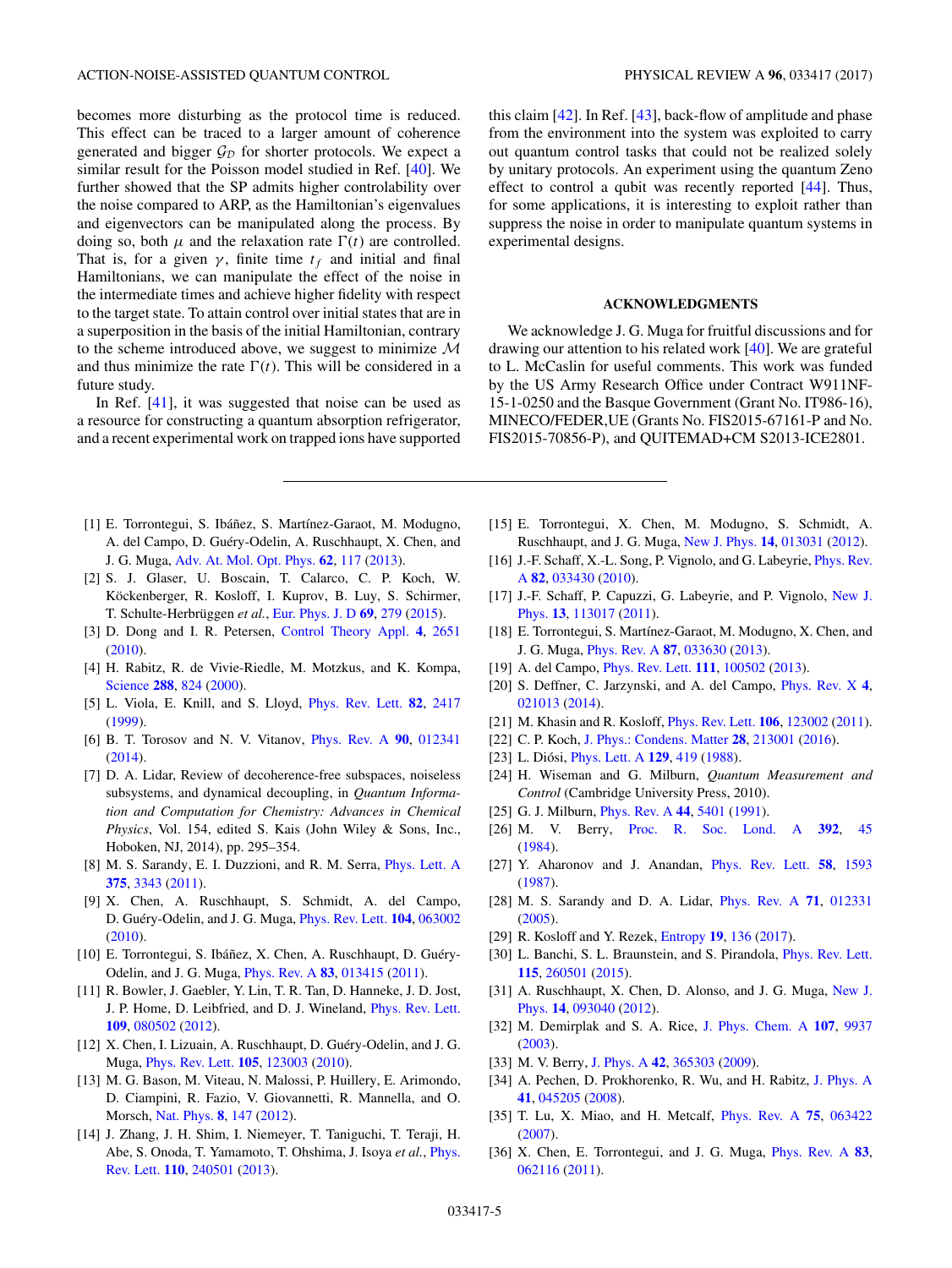becomes more disturbing as the protocol time is reduced. This effect can be traced to a larger amount of coherence generated and bigger $\mathcal{G}_{\mathcal{D}}$ for shorter protocols. We expect a similar result for the Poisson model studied in Ref. [40]. We further showed that the SP admits higher controlability over the noise compared to ARP, as the Hamiltonian's eigenvalues and eigenvectors can be manipulated along the process. By doing so, both $\mu$ and the relaxation rate $\Gamma(t)$ are controlled. That is, for a given $\gamma$, finite time $t_f$ and initial and final Hamiltonians, we can manipulate the effect of the noise in the intermediate times and achieve higher fidelity with respect to the target state. To attain control over initial states that are in a superposition in the basis of the initial Hamiltonian, contrary to the scheme introduced above, we suggest to minimize $\mathcal{M}$ and thus minimize the rate $\Gamma(t)$. This will be considered in a future study.

In Ref. [41], it was suggested that noise can be used as a resource for constructing a quantum absorption refrigerator, and a recent experimental work on trapped ions have supported this claim [42]. In Ref. [43], back-flow of amplitude and phase from the environment into the system was exploited to carry out quantum control tasks that could not be realized solely by unitary protocols. An experiment using the quantum Zeno effect to control a qubit was recently reported [44]. Thus, for some applications, it is interesting to exploit rather than suppress the noise in order to manipulate quantum systems in experimental designs.

## ACKNOWLEDGMENTS

We acknowledge J. G. Muga for fruitful discussions and for drawing our attention to his related work [40]. We are grateful to L. McCaslin for useful comments. This work was funded by the US Army Research Office under Contract W911NF-15-1-0250 and the Basque Government (Grant No. IT986-16), MINECO/FEDER,UE (Grants No. FIS2015-67161-P and No. FIS2015-70856-P), and QUITEMAD+CM S2013-ICE2801.

---

[1] E. Torrontegui, S. Ibáñez, S. Martínez-Garaot, M. Modugno, A. del Campo, D. Guéry-Odelin, A. Ruschhaupt, X. Chen, and J. G. Muga, Adv. At. Mol. Opt. Phys. **62**, 117 (2013).

[2] S. J. Glaser, U. Boscain, T. Calarco, C. P. Koch, W. Köckenberger, R. Kosloff, I. Kuprov, B. Luy, S. Schirmer, T. Schulte-Herbrüggen *et al.*, Eur. Phys. J. D **69**, 279 (2015).

[3] D. Dong and I. R. Petersen, Control Theory Appl. **4**, 2651 (2010).

[4] H. Rabitz, R. de Vivie-Riedle, M. Motzkus, and K. Kompa, Science **288**, 824 (2000).

[5] L. Viola, E. Knill, and S. Lloyd, Phys. Rev. Lett. **82**, 2417 (1999).

[6] B. T. Torosov and N. V. Vitanov, Phys. Rev. A **90**, 012341 (2014).

[7] D. A. Lidar, Review of decoherence-free subspaces, noiseless subsystems, and dynamical decoupling, in *Quantum Information and Computation for Chemistry: Advances in Chemical Physics*, Vol. 154, edited S. Kais (John Wiley & Sons, Inc., Hoboken, NJ, 2014), pp. 295–354.

[8] M. S. Sarandy, E. I. Duzzioni, and R. M. Serra, Phys. Lett. A **375**, 3343 (2011).

[9] X. Chen, A. Ruschhaupt, S. Schmidt, A. del Campo, D. Guéry-Odelin, and J. G. Muga, Phys. Rev. Lett. **104**, 063002 (2010).

[10] E. Torrontegui, S. Ibáñez, X. Chen, A. Ruschhaupt, D. Guéry-Odelin, and J. G. Muga, Phys. Rev. A **83**, 013415 (2011).

[11] R. Bowler, J. Gaebler, Y. Lin, T. R. Tan, D. Hanneke, J. D. Jost, J. P. Home, D. Leibfried, and D. J. Wineland, Phys. Rev. Lett. **109**, 080502 (2012).

[12] X. Chen, I. Lizuain, A. Ruschhaupt, D. Guéry-Odelin, and J. G. Muga, Phys. Rev. Lett. **105**, 123003 (2010).

[13] M. G. Bason, M. Viteau, N. Malossi, P. Huillery, E. Arimondo, D. Ciampini, R. Fazio, V. Giovannetti, R. Mannella, and O. Morsch, Nat. Phys. **8**, 147 (2012).

[14] J. Zhang, J. H. Shim, I. Niemeyer, T. Taniguchi, T. Teraji, H. Abe, S. Onoda, T. Yamamoto, T. Ohshima, J. Isoya *et al.*, Phys. Rev. Lett. **110**, 240501 (2013).

[15] E. Torrontegui, X. Chen, M. Modugno, S. Schmidt, A. Ruschhaupt, and J. G. Muga, New J. Phys. **14**, 013031 (2012).

[16] J.-F. Schaff, X.-L. Song, P. Vignolo, and G. Labeyrie, Phys. Rev. A **82**, 033430 (2010).

[17] J.-F. Schaff, P. Capuzzi, G. Labeyrie, and P. Vignolo, New J. Phys. **13**, 113017 (2011).

[18] E. Torrontegui, S. Martínez-Garaot, M. Modugno, X. Chen, and J. G. Muga, Phys. Rev. A **87**, 033630 (2013).

[19] A. del Campo, Phys. Rev. Lett. **111**, 100502 (2013).

[20] S. Deffner, C. Jarzynski, and A. del Campo, Phys. Rev. X **4**, 021013 (2014).

[21] M. Khasin and R. Kosloff, Phys. Rev. Lett. **106**, 123002 (2011).

[22] C. P. Koch, J. Phys.: Condens. Matter **28**, 213001 (2016).

[23] L. Diósi, Phys. Lett. A **129**, 419 (1988).

[24] H. Wiseman and G. Milburn, *Quantum Measurement and Control* (Cambridge University Press, 2010).

[25] G. J. Milburn, Phys. Rev. A **44**, 5401 (1991).

[26] M. V. Berry, Proc. R. Soc. Lond. A **392**, 45 (1984).

[27] Y. Aharonov and J. Anandan, Phys. Rev. Lett. **58**, 1593 (1987).

[28] M. S. Sarandy and D. A. Lidar, Phys. Rev. A **71**, 012331 (2005).

[29] R. Kosloff and Y. Rezek, Entropy **19**, 136 (2017).

[30] L. Banchi, S. L. Braunstein, and S. Pirandola, Phys. Rev. Lett. **115**, 260501 (2015).

[31] A. Ruschhaupt, X. Chen, D. Alonso, and J. G. Muga, New J. Phys. **14**, 093040 (2012).

[32] M. Demirplak and S. A. Rice, J. Phys. Chem. A **107**, 9937 (2003).

[33] M. V. Berry, J. Phys. A **42**, 365303 (2009).

[34] A. Pechen, D. Prokhorenko, R. Wu, and H. Rabitz, J. Phys. A **41**, 045205 (2008).

[35] T. Lu, X. Miao, and H. Metcalf, Phys. Rev. A **75**, 063422 (2007).

[36] X. Chen, E. Torrontegui, and J. G. Muga, Phys. Rev. A **83**, 062116 (2011).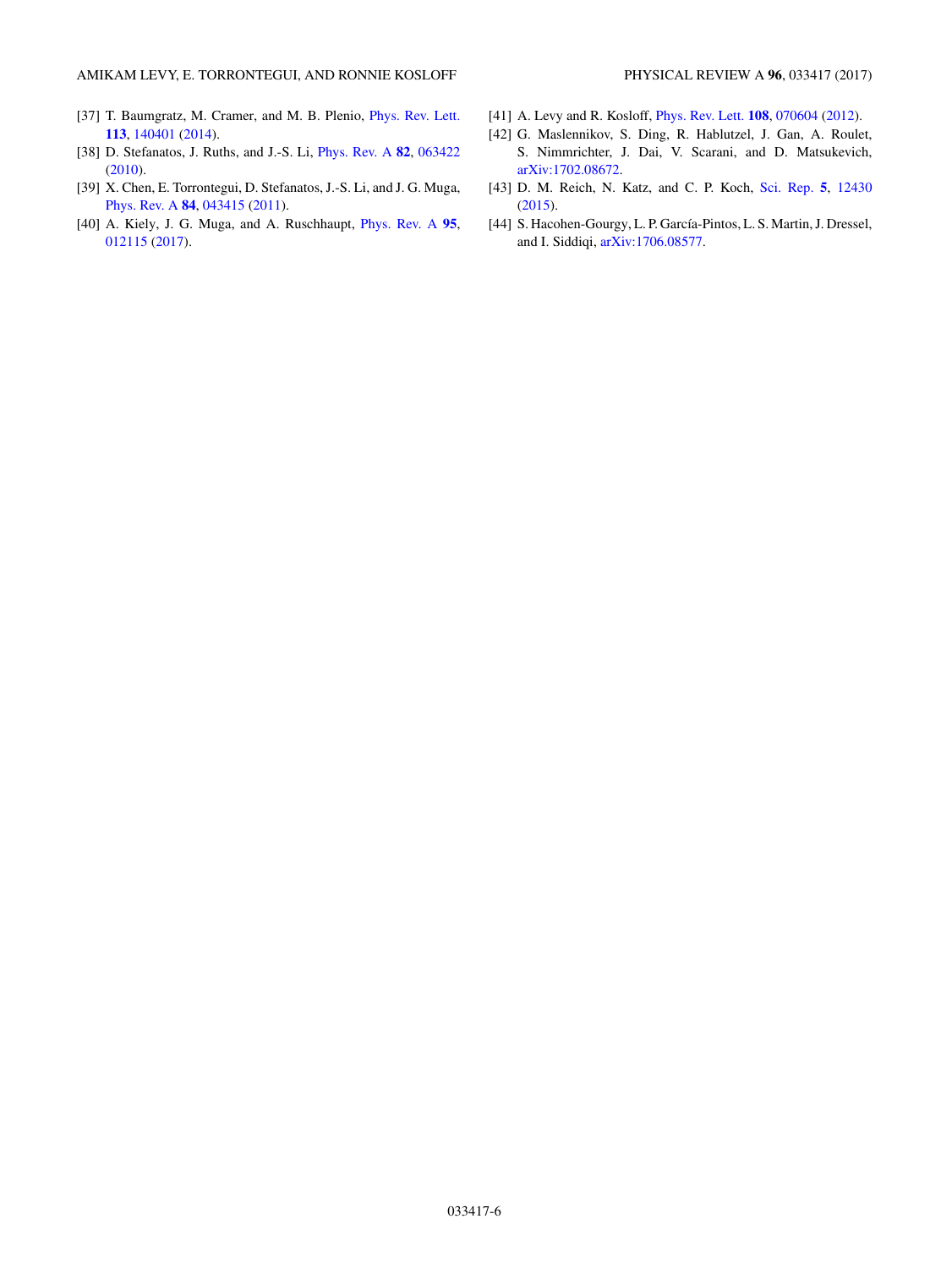[37] T. Baumgratz, M. Cramer, and M. B. Plenio, Phys. Rev. Lett. **113**, 140401 (2014).

[38] D. Stefanatos, J. Ruths, and J.-S. Li, Phys. Rev. A **82**, 063422 (2010).

[39] X. Chen, E. Torrontegui, D. Stefanatos, J.-S. Li, and J. G. Muga, Phys. Rev. A **84**, 043415 (2011).

[40] A. Kiely, J. G. Muga, and A. Ruschhaupt, Phys. Rev. A **95**, 012115 (2017).

[41] A. Levy and R. Kosloff, Phys. Rev. Lett. **108**, 070604 (2012).

[42] G. Maslennikov, S. Ding, R. Hablutzel, J. Gan, A. Roulet, S. Nimmrichter, J. Dai, V. Scarani, and D. Matsukevich, arXiv:1702.08672.

[43] D. M. Reich, N. Katz, and C. P. Koch, Sci. Rep. **5**, 12430 (2015).

[44] S. Hacohen-Gourgy, L. P. García-Pintos, L. S. Martin, J. Dressel, and I. Siddiqi, arXiv:1706.08577.